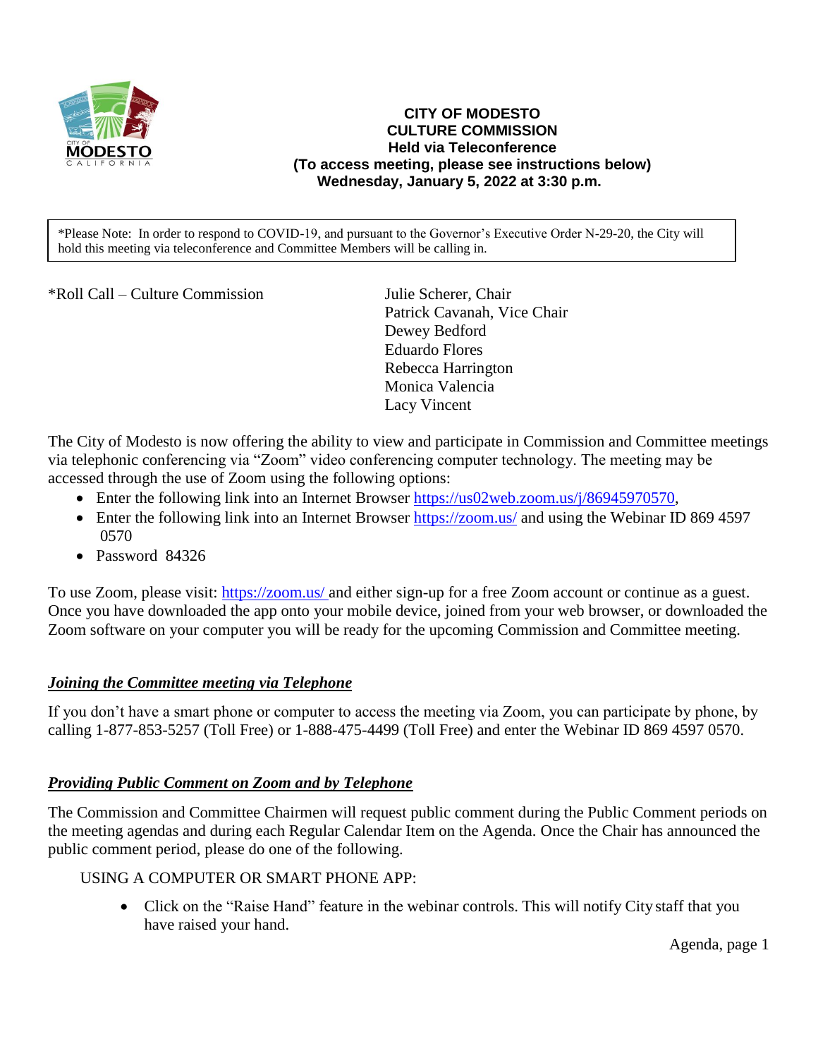# CITY OF MODESTO
## CULTURE COMMISSION
### Held via Teleconference
**(To access meeting, please see instructions below)**
**Wednesday, January 5, 2022 at 3:30 p.m.**

*Please Note: In order to respond to COVID-19, and pursuant to the Governor's Executive Order N-29-20, the City will hold this meeting via teleconference and Committee Members will be calling in.

*Roll Call – Culture Commission

Julie Scherer, Chair
Patrick Cavanah, Vice Chair
Dewey Bedford
Eduardo Flores
Rebecca Harrington
Monica Valencia
Lacy Vincent

The City of Modesto is now offering the ability to view and participate in Commission and Committee meetings via telephonic conferencing via "Zoom" video conferencing computer technology. The meeting may be accessed through the use of Zoom using the following options:

- Enter the following link into an Internet Browser https://us02web.zoom.us/j/86945970570,
- Enter the following link into an Internet Browser https://zoom.us/ and using the Webinar ID 869 4597 0570
- Password 84326

To use Zoom, please visit: https://zoom.us/ and either sign-up for a free Zoom account or continue as a guest. Once you have downloaded the app onto your mobile device, joined from your web browser, or downloaded the Zoom software on your computer you will be ready for the upcoming Commission and Committee meeting.

***Joining the Committee meeting via Telephone***

If you don't have a smart phone or computer to access the meeting via Zoom, you can participate by phone, by calling 1-877-853-5257 (Toll Free) or 1-888-475-4499 (Toll Free) and enter the Webinar ID 869 4597 0570.

***Providing Public Comment on Zoom and by Telephone***

The Commission and Committee Chairmen will request public comment during the Public Comment periods on the meeting agendas and during each Regular Calendar Item on the Agenda. Once the Chair has announced the public comment period, please do one of the following.

USING A COMPUTER OR SMART PHONE APP:

- Click on the "Raise Hand" feature in the webinar controls. This will notify City staff that you have raised your hand.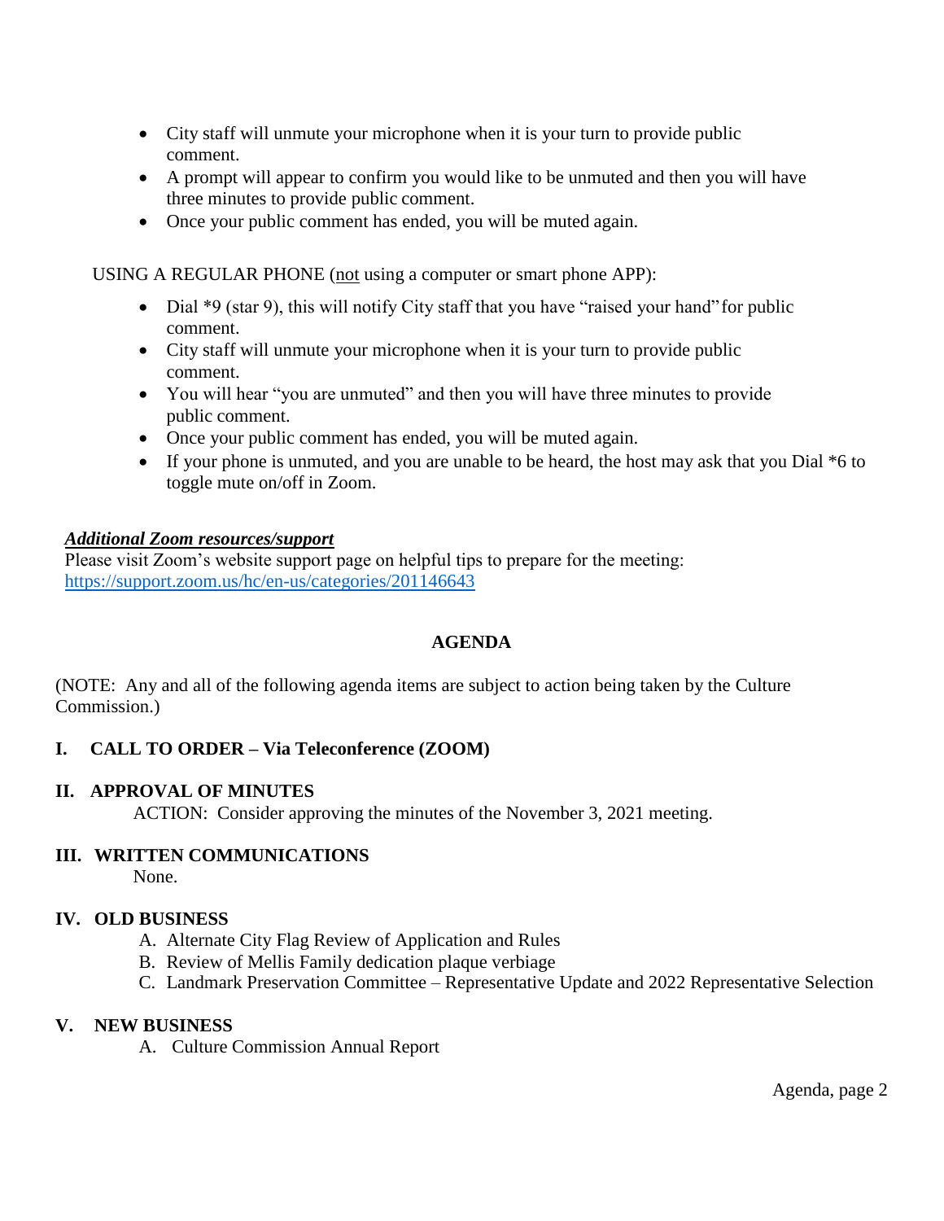- City staff will unmute your microphone when it is your turn to provide public comment.
- A prompt will appear to confirm you would like to be unmuted and then you will have three minutes to provide public comment.
- Once your public comment has ended, you will be muted again.

USING A REGULAR PHONE (<u>not</u> using a computer or smart phone APP):

- Dial *9 (star 9), this will notify City staff that you have "raised your hand" for public comment.
- City staff will unmute your microphone when it is your turn to provide public comment.
- You will hear "you are unmuted" and then you will have three minutes to provide public comment.
- Once your public comment has ended, you will be muted again.
- If your phone is unmuted, and you are unable to be heard, the host may ask that you Dial *6 to toggle mute on/off in Zoom.

***<u>Additional Zoom resources/support</u>***

Please visit Zoom's website support page on helpful tips to prepare for the meeting: https://support.zoom.us/hc/en-us/categories/201146643

## AGENDA

(NOTE: Any and all of the following agenda items are subject to action being taken by the Culture Commission.)

**I. CALL TO ORDER – Via Teleconference (ZOOM)**

**II. APPROVAL OF MINUTES**

ACTION: Consider approving the minutes of the November 3, 2021 meeting.

**III. WRITTEN COMMUNICATIONS**

None.

**IV. OLD BUSINESS**

A. Alternate City Flag Review of Application and Rules
B. Review of Mellis Family dedication plaque verbiage
C. Landmark Preservation Committee – Representative Update and 2022 Representative Selection

**V. NEW BUSINESS**

A. Culture Commission Annual Report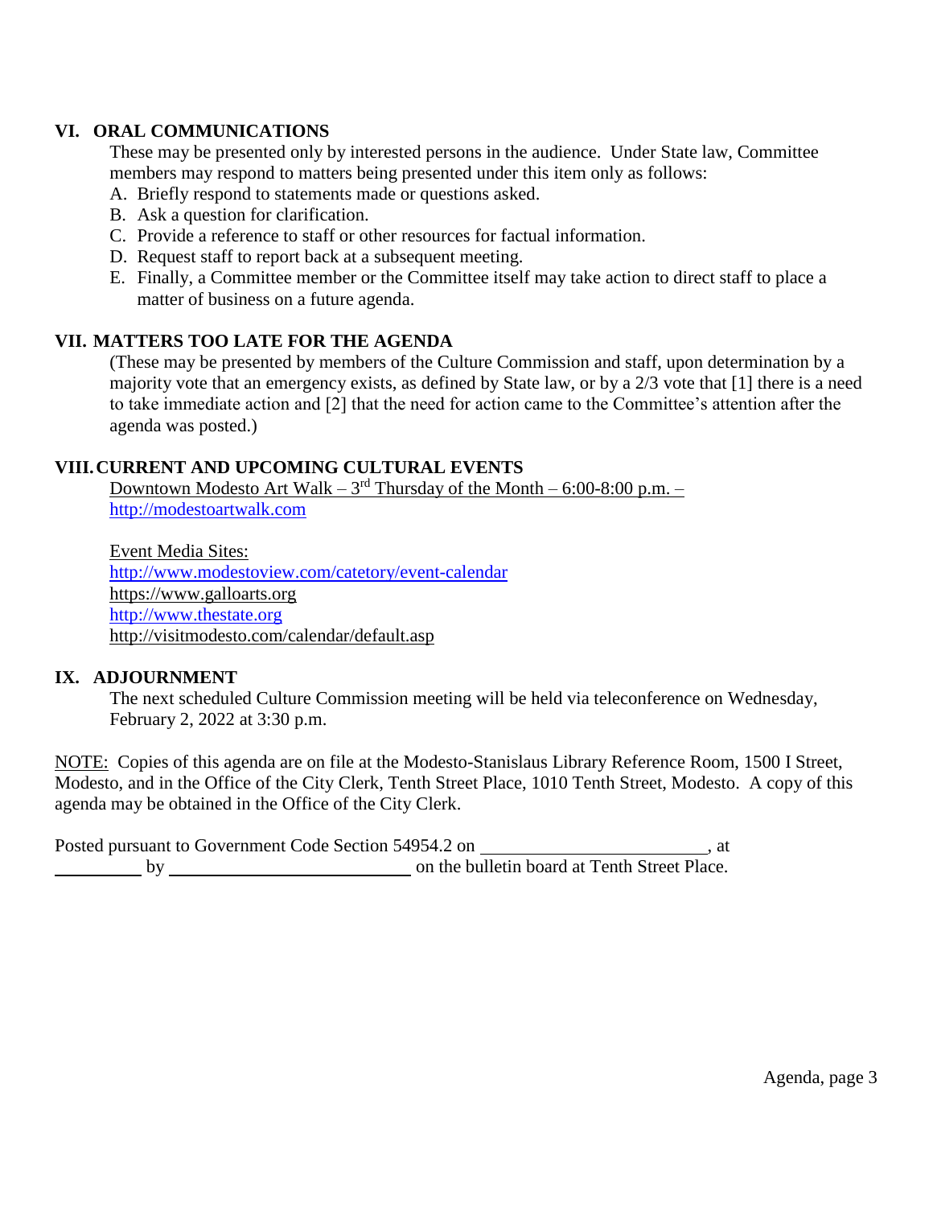## VI. ORAL COMMUNICATIONS

These may be presented only by interested persons in the audience. Under State law, Committee members may respond to matters being presented under this item only as follows:

A. Briefly respond to statements made or questions asked.
B. Ask a question for clarification.
C. Provide a reference to staff or other resources for factual information.
D. Request staff to report back at a subsequent meeting.
E. Finally, a Committee member or the Committee itself may take action to direct staff to place a matter of business on a future agenda.

## VII. MATTERS TOO LATE FOR THE AGENDA

(These may be presented by members of the Culture Commission and staff, upon determination by a majority vote that an emergency exists, as defined by State law, or by a 2/3 vote that [1] there is a need to take immediate action and [2] that the need for action came to the Committee's attention after the agenda was posted.)

## VIII. CURRENT AND UPCOMING CULTURAL EVENTS

Downtown Modesto Art Walk – 3rd Thursday of the Month – 6:00-8:00 p.m. – http://modestoartwalk.com

Event Media Sites:
http://www.modestoview.com/catetory/event-calendar
https://www.galloarts.org
http://www.thestate.org
http://visitmodesto.com/calendar/default.asp

## IX. ADJOURNMENT

The next scheduled Culture Commission meeting will be held via teleconference on Wednesday, February 2, 2022 at 3:30 p.m.

NOTE: Copies of this agenda are on file at the Modesto-Stanislaus Library Reference Room, 1500 I Street, Modesto, and in the Office of the City Clerk, Tenth Street Place, 1010 Tenth Street, Modesto. A copy of this agenda may be obtained in the Office of the City Clerk.

Posted pursuant to Government Code Section 54954.2 on ________________________, at __________ by ____________________________ on the bulletin board at Tenth Street Place.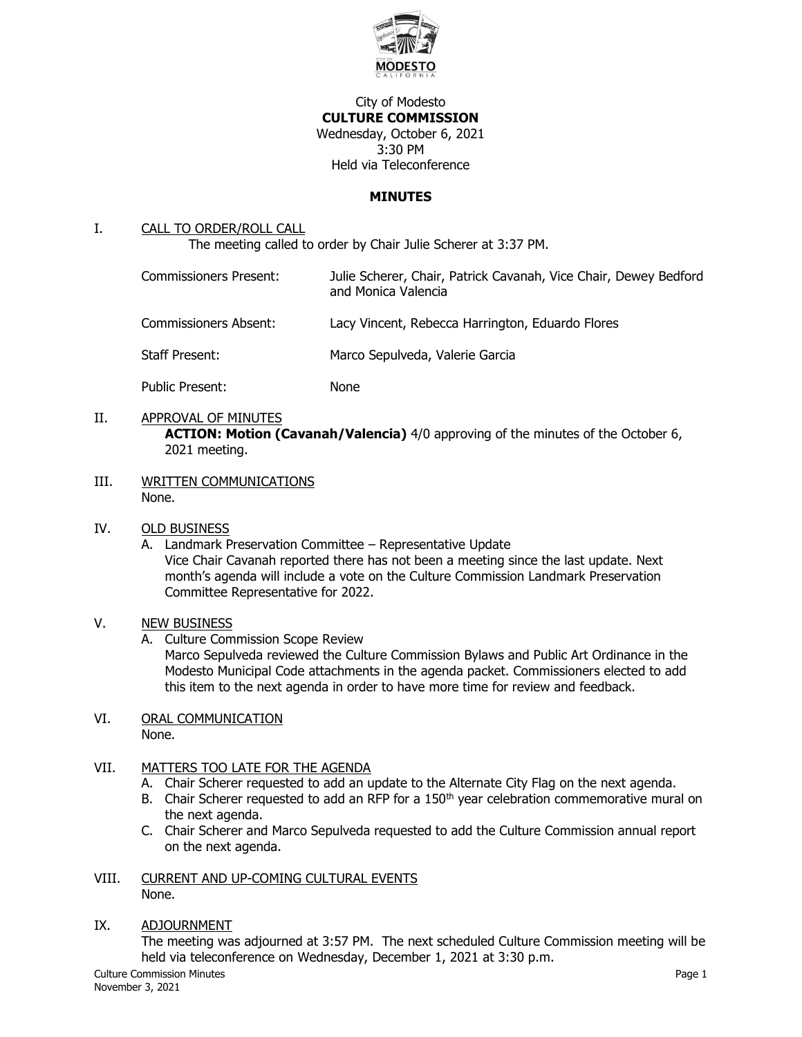City of Modesto
**CULTURE COMMISSION**
Wednesday, October 6, 2021
3:30 PM
Held via Teleconference

**MINUTES**

I. CALL TO ORDER/ROLL CALL

The meeting called to order by Chair Julie Scherer at 3:37 PM.

| | |
|---|---|
| Commissioners Present: | Julie Scherer, Chair, Patrick Cavanah, Vice Chair, Dewey Bedford and Monica Valencia |
| Commissioners Absent: | Lacy Vincent, Rebecca Harrington, Eduardo Flores |
| Staff Present: | Marco Sepulveda, Valerie Garcia |
| Public Present: | None |

II. APPROVAL OF MINUTES

**ACTION: Motion (Cavanah/Valencia)** 4/0 approving of the minutes of the October 6, 2021 meeting.

III. WRITTEN COMMUNICATIONS

None.

IV. OLD BUSINESS

A. Landmark Preservation Committee – Representative Update
Vice Chair Cavanah reported there has not been a meeting since the last update. Next month's agenda will include a vote on the Culture Commission Landmark Preservation Committee Representative for 2022.

V. NEW BUSINESS

A. Culture Commission Scope Review
Marco Sepulveda reviewed the Culture Commission Bylaws and Public Art Ordinance in the Modesto Municipal Code attachments in the agenda packet. Commissioners elected to add this item to the next agenda in order to have more time for review and feedback.

VI. ORAL COMMUNICATION

None.

VII. MATTERS TOO LATE FOR THE AGENDA

A. Chair Scherer requested to add an update to the Alternate City Flag on the next agenda.
B. Chair Scherer requested to add an RFP for a 150th year celebration commemorative mural on the next agenda.
C. Chair Scherer and Marco Sepulveda requested to add the Culture Commission annual report on the next agenda.

VIII. CURRENT AND UP-COMING CULTURAL EVENTS

None.

IX. ADJOURNMENT

The meeting was adjourned at 3:57 PM. The next scheduled Culture Commission meeting will be held via teleconference on Wednesday, December 1, 2021 at 3:30 p.m.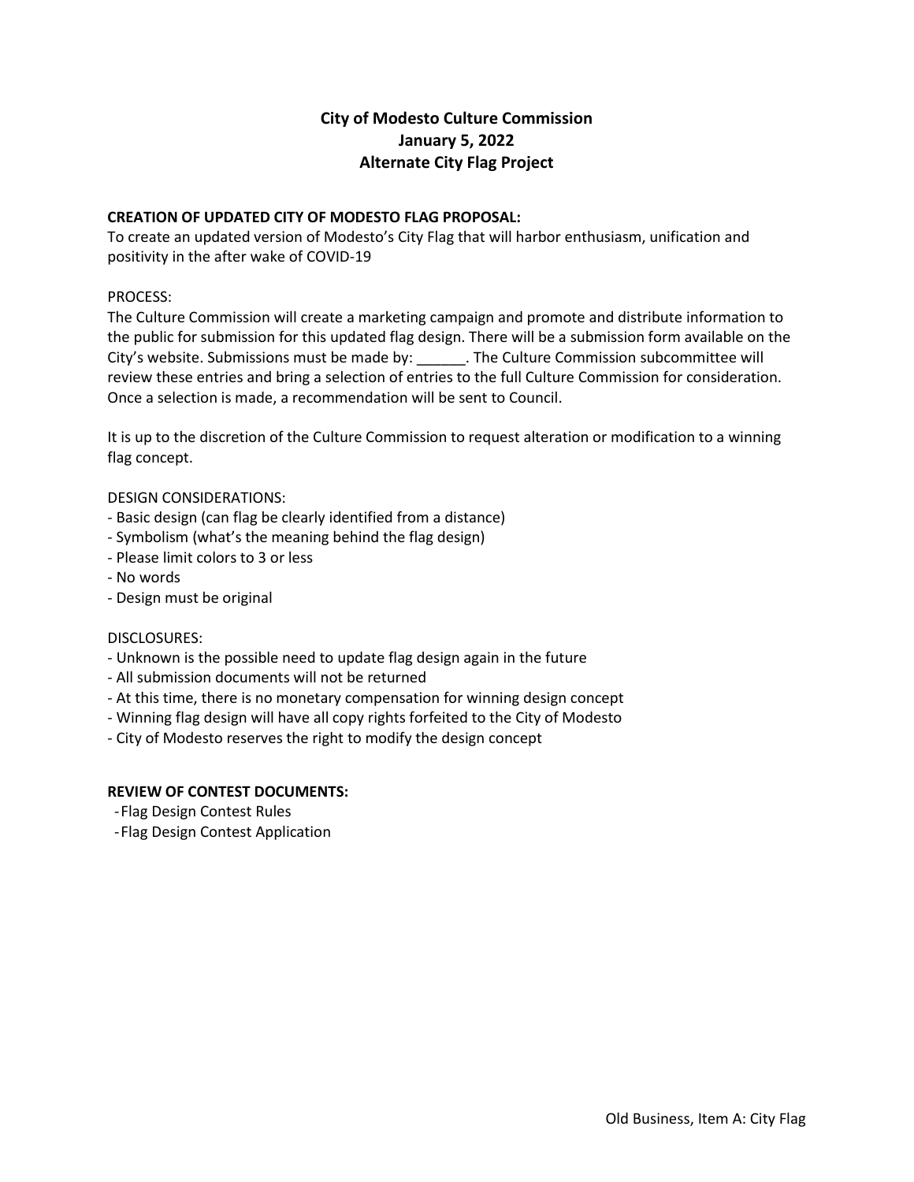**City of Modesto Culture Commission**
**January 5, 2022**
**Alternate City Flag Project**

**CREATION OF UPDATED CITY OF MODESTO FLAG PROPOSAL:**
To create an updated version of Modesto's City Flag that will harbor enthusiasm, unification and positivity in the after wake of COVID-19

PROCESS:
The Culture Commission will create a marketing campaign and promote and distribute information to the public for submission for this updated flag design. There will be a submission form available on the City's website. Submissions must be made by: ______. The Culture Commission subcommittee will review these entries and bring a selection of entries to the full Culture Commission for consideration. Once a selection is made, a recommendation will be sent to Council.

It is up to the discretion of the Culture Commission to request alteration or modification to a winning flag concept.

DESIGN CONSIDERATIONS:
- Basic design (can flag be clearly identified from a distance)
- Symbolism (what's the meaning behind the flag design)
- Please limit colors to 3 or less
- No words
- Design must be original

DISCLOSURES:
- Unknown is the possible need to update flag design again in the future
- All submission documents will not be returned
- At this time, there is no monetary compensation for winning design concept
- Winning flag design will have all copy rights forfeited to the City of Modesto
- City of Modesto reserves the right to modify the design concept

**REVIEW OF CONTEST DOCUMENTS:**
- Flag Design Contest Rules
- Flag Design Contest Application

Old Business, Item A: City Flag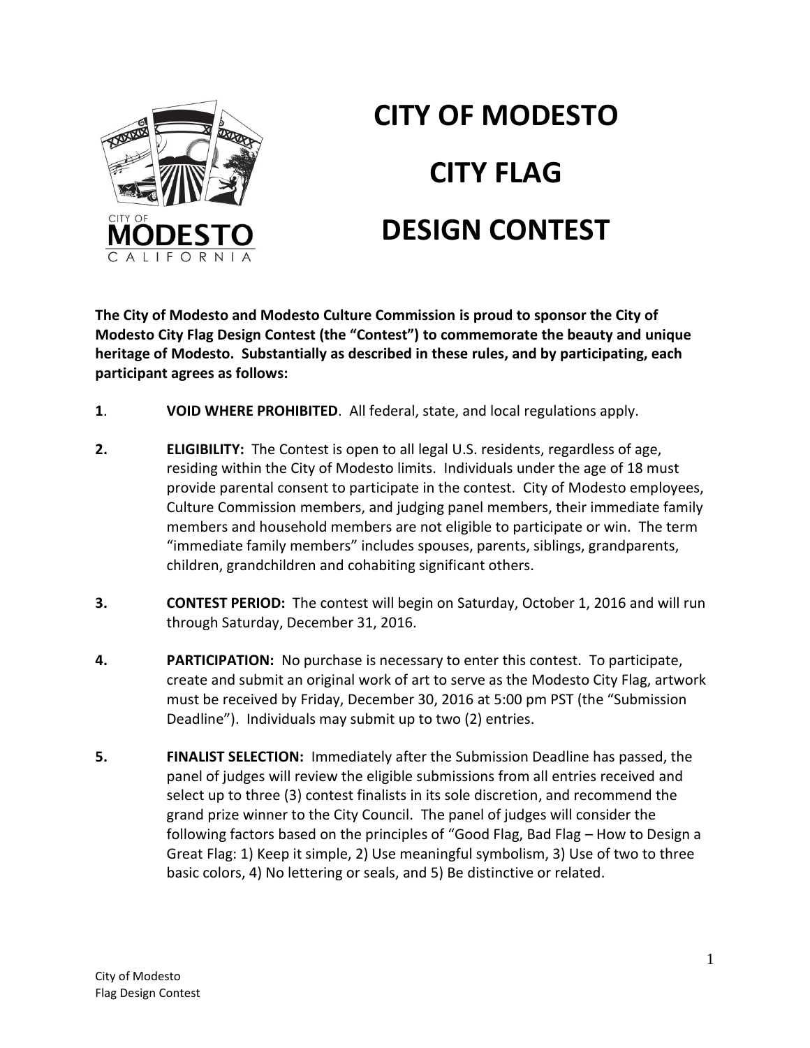# CITY OF MODESTO

# CITY FLAG

# DESIGN CONTEST

**The City of Modesto and Modesto Culture Commission is proud to sponsor the City of Modesto City Flag Design Contest (the "Contest") to commemorate the beauty and unique heritage of Modesto. Substantially as described in these rules, and by participating, each participant agrees as follows:**

**1**. **VOID WHERE PROHIBITED**. All federal, state, and local regulations apply.

**2.** **ELIGIBILITY:** The Contest is open to all legal U.S. residents, regardless of age, residing within the City of Modesto limits. Individuals under the age of 18 must provide parental consent to participate in the contest. City of Modesto employees, Culture Commission members, and judging panel members, their immediate family members and household members are not eligible to participate or win. The term "immediate family members" includes spouses, parents, siblings, grandparents, children, grandchildren and cohabiting significant others.

**3.** **CONTEST PERIOD:** The contest will begin on Saturday, October 1, 2016 and will run through Saturday, December 31, 2016.

**4.** **PARTICIPATION:** No purchase is necessary to enter this contest. To participate, create and submit an original work of art to serve as the Modesto City Flag, artwork must be received by Friday, December 30, 2016 at 5:00 pm PST (the "Submission Deadline"). Individuals may submit up to two (2) entries.

**5.** **FINALIST SELECTION:** Immediately after the Submission Deadline has passed, the panel of judges will review the eligible submissions from all entries received and select up to three (3) contest finalists in its sole discretion, and recommend the grand prize winner to the City Council. The panel of judges will consider the following factors based on the principles of "Good Flag, Bad Flag – How to Design a Great Flag: 1) Keep it simple, 2) Use meaningful symbolism, 3) Use of two to three basic colors, 4) No lettering or seals, and 5) Be distinctive or related.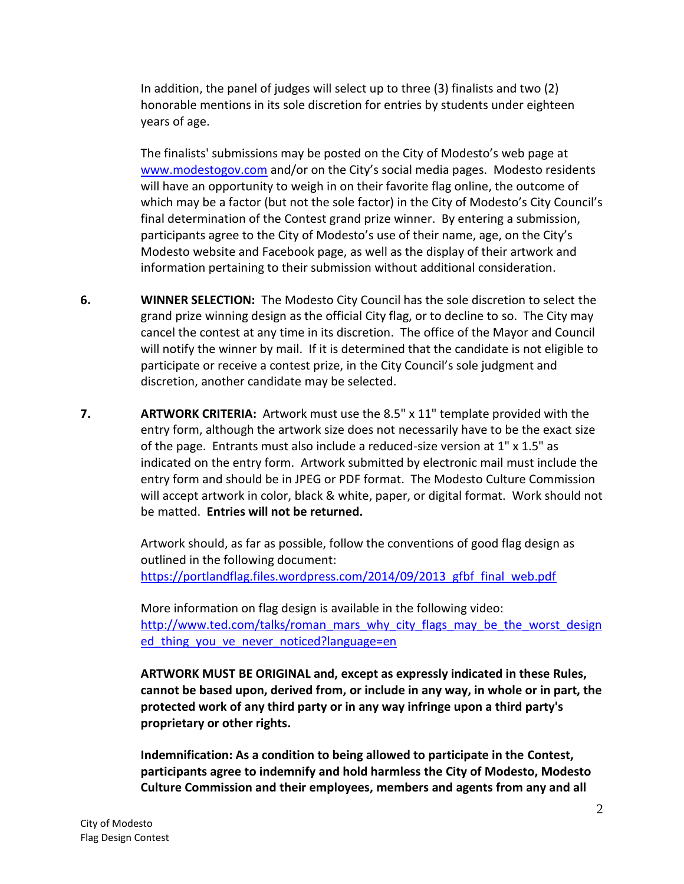In addition, the panel of judges will select up to three (3) finalists and two (2) honorable mentions in its sole discretion for entries by students under eighteen years of age.

The finalists' submissions may be posted on the City of Modesto's web page at [www.modestogov.com](http://www.modestogov.com) and/or on the City's social media pages. Modesto residents will have an opportunity to weigh in on their favorite flag online, the outcome of which may be a factor (but not the sole factor) in the City of Modesto's City Council's final determination of the Contest grand prize winner. By entering a submission, participants agree to the City of Modesto's use of their name, age, on the City's Modesto website and Facebook page, as well as the display of their artwork and information pertaining to their submission without additional consideration.

6. **WINNER SELECTION:** The Modesto City Council has the sole discretion to select the grand prize winning design as the official City flag, or to decline to so. The City may cancel the contest at any time in its discretion. The office of the Mayor and Council will notify the winner by mail. If it is determined that the candidate is not eligible to participate or receive a contest prize, in the City Council's sole judgment and discretion, another candidate may be selected.

7. **ARTWORK CRITERIA:** Artwork must use the 8.5" x 11" template provided with the entry form, although the artwork size does not necessarily have to be the exact size of the page. Entrants must also include a reduced-size version at 1" x 1.5" as indicated on the entry form. Artwork submitted by electronic mail must include the entry form and should be in JPEG or PDF format. The Modesto Culture Commission will accept artwork in color, black & white, paper, or digital format. Work should not be matted. **Entries will not be returned.**

   Artwork should, as far as possible, follow the conventions of good flag design as outlined in the following document: [https://portlandflag.files.wordpress.com/2014/09/2013_gfbf_final_web.pdf](https://portlandflag.files.wordpress.com/2014/09/2013_gfbf_final_web.pdf)

   More information on flag design is available in the following video: [http://www.ted.com/talks/roman_mars_why_city_flags_may_be_the_worst_designed_thing_you_ve_never_noticed?language=en](http://www.ted.com/talks/roman_mars_why_city_flags_may_be_the_worst_designed_thing_you_ve_never_noticed?language=en)

   **ARTWORK MUST BE ORIGINAL and, except as expressly indicated in these Rules, cannot be based upon, derived from, or include in any way, in whole or in part, the protected work of any third party or in any way infringe upon a third party's proprietary or other rights.**

   **Indemnification: As a condition to being allowed to participate in the Contest, participants agree to indemnify and hold harmless the City of Modesto, Modesto Culture Commission and their employees, members and agents from any and all**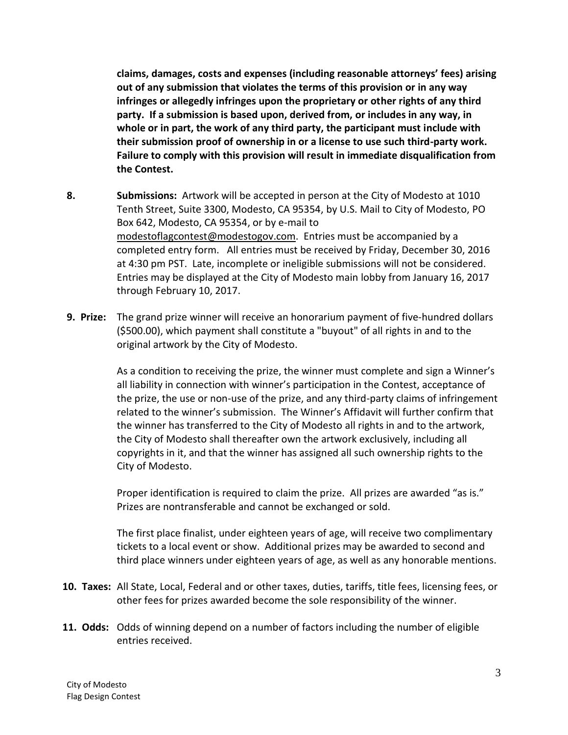**claims, damages, costs and expenses (including reasonable attorneys' fees) arising out of any submission that violates the terms of this provision or in any way infringes or allegedly infringes upon the proprietary or other rights of any third party. If a submission is based upon, derived from, or includes in any way, in whole or in part, the work of any third party, the participant must include with their submission proof of ownership in or a license to use such third-party work. Failure to comply with this provision will result in immediate disqualification from the Contest.**

**8. Submissions:** Artwork will be accepted in person at the City of Modesto at 1010 Tenth Street, Suite 3300, Modesto, CA 95354, by U.S. Mail to City of Modesto, PO Box 642, Modesto, CA 95354, or by e-mail to modestoflagcontest@modestogov.com. Entries must be accompanied by a completed entry form. All entries must be received by Friday, December 30, 2016 at 4:30 pm PST. Late, incomplete or ineligible submissions will not be considered. Entries may be displayed at the City of Modesto main lobby from January 16, 2017 through February 10, 2017.

**9. Prize:** The grand prize winner will receive an honorarium payment of five-hundred dollars ($500.00), which payment shall constitute a "buyout" of all rights in and to the original artwork by the City of Modesto.

As a condition to receiving the prize, the winner must complete and sign a Winner's all liability in connection with winner's participation in the Contest, acceptance of the prize, the use or non-use of the prize, and any third-party claims of infringement related to the winner's submission. The Winner's Affidavit will further confirm that the winner has transferred to the City of Modesto all rights in and to the artwork, the City of Modesto shall thereafter own the artwork exclusively, including all copyrights in it, and that the winner has assigned all such ownership rights to the City of Modesto.

Proper identification is required to claim the prize. All prizes are awarded "as is." Prizes are nontransferable and cannot be exchanged or sold.

The first place finalist, under eighteen years of age, will receive two complimentary tickets to a local event or show. Additional prizes may be awarded to second and third place winners under eighteen years of age, as well as any honorable mentions.

**10. Taxes:** All State, Local, Federal and or other taxes, duties, tariffs, title fees, licensing fees, or other fees for prizes awarded become the sole responsibility of the winner.

**11. Odds:** Odds of winning depend on a number of factors including the number of eligible entries received.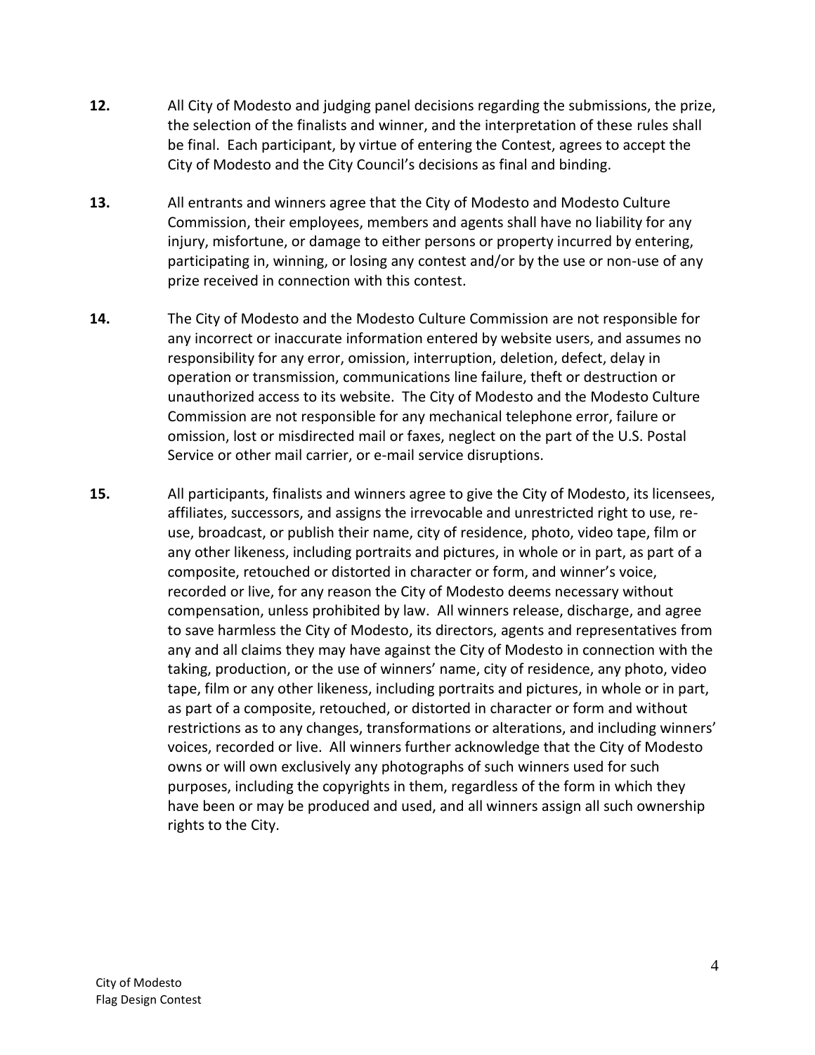**12.** All City of Modesto and judging panel decisions regarding the submissions, the prize, the selection of the finalists and winner, and the interpretation of these rules shall be final. Each participant, by virtue of entering the Contest, agrees to accept the City of Modesto and the City Council's decisions as final and binding.

**13.** All entrants and winners agree that the City of Modesto and Modesto Culture Commission, their employees, members and agents shall have no liability for any injury, misfortune, or damage to either persons or property incurred by entering, participating in, winning, or losing any contest and/or by the use or non-use of any prize received in connection with this contest.

**14.** The City of Modesto and the Modesto Culture Commission are not responsible for any incorrect or inaccurate information entered by website users, and assumes no responsibility for any error, omission, interruption, deletion, defect, delay in operation or transmission, communications line failure, theft or destruction or unauthorized access to its website. The City of Modesto and the Modesto Culture Commission are not responsible for any mechanical telephone error, failure or omission, lost or misdirected mail or faxes, neglect on the part of the U.S. Postal Service or other mail carrier, or e-mail service disruptions.

**15.** All participants, finalists and winners agree to give the City of Modesto, its licensees, affiliates, successors, and assigns the irrevocable and unrestricted right to use, re-use, broadcast, or publish their name, city of residence, photo, video tape, film or any other likeness, including portraits and pictures, in whole or in part, as part of a composite, retouched or distorted in character or form, and winner's voice, recorded or live, for any reason the City of Modesto deems necessary without compensation, unless prohibited by law. All winners release, discharge, and agree to save harmless the City of Modesto, its directors, agents and representatives from any and all claims they may have against the City of Modesto in connection with the taking, production, or the use of winners' name, city of residence, any photo, video tape, film or any other likeness, including portraits and pictures, in whole or in part, as part of a composite, retouched, or distorted in character or form and without restrictions as to any changes, transformations or alterations, and including winners' voices, recorded or live. All winners further acknowledge that the City of Modesto owns or will own exclusively any photographs of such winners used for such purposes, including the copyrights in them, regardless of the form in which they have been or may be produced and used, and all winners assign all such ownership rights to the City.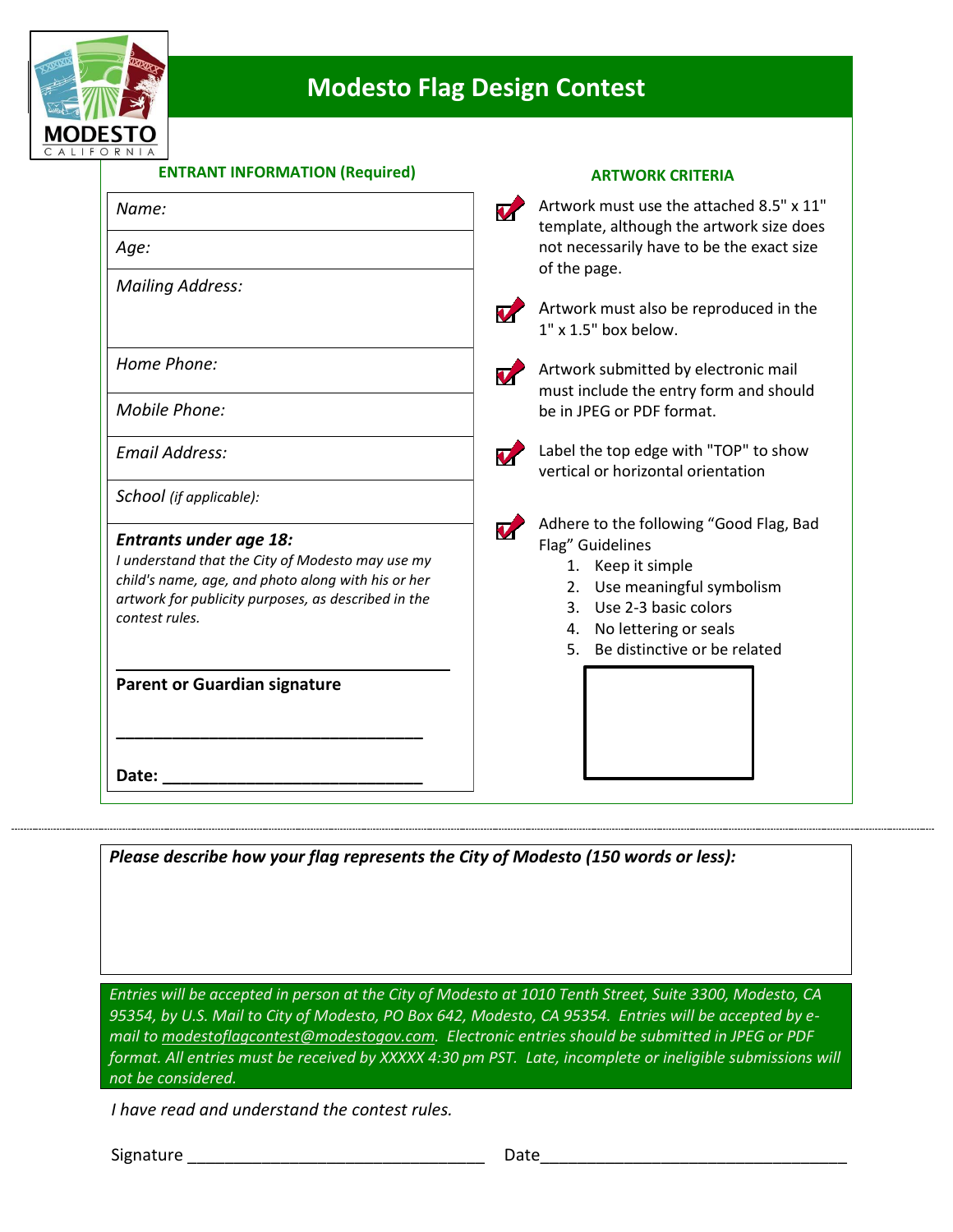# Modesto Flag Design Contest

## ENTRANT INFORMATION (Required)

| |
|---|
| *Name:* |
| *Age:* |
| *Mailing Address:* |
| *Home Phone:* |
| *Mobile Phone:* |
| *Email Address:* |
| *School (if applicable):* |

***Entrants under age 18:***
*I understand that the City of Modesto may use my child's name, age, and photo along with his or her artwork for publicity purposes, as described in the contest rules.*

______________________________________
**Parent or Guardian signature**

______________________________________

**Date:** ______________________________

## ARTWORK CRITERIA

- Artwork must use the attached 8.5" x 11" template, although the artwork size does not necessarily have to be the exact size of the page.
- Artwork must also be reproduced in the 1" x 1.5" box below.
- Artwork submitted by electronic mail must include the entry form and should be in JPEG or PDF format.
- Label the top edge with "TOP" to show vertical or horizontal orientation
- Adhere to the following "Good Flag, Bad Flag" Guidelines
  1. Keep it simple
  2. Use meaningful symbolism
  3. Use 2-3 basic colors
  4. No lettering or seals
  5. Be distinctive or be related

---

***Please describe how your flag represents the City of Modesto (150 words or less):***

*Entries will be accepted in person at the City of Modesto at 1010 Tenth Street, Suite 3300, Modesto, CA 95354, by U.S. Mail to City of Modesto, PO Box 642, Modesto, CA 95354. Entries will be accepted by e-mail to modestoflagcontest@modestogov.com. Electronic entries should be submitted in JPEG or PDF format. All entries must be received by XXXXX 4:30 pm PST. Late, incomplete or ineligible submissions will not be considered.*

*I have read and understand the contest rules.*

Signature ________________________________ Date__________________________________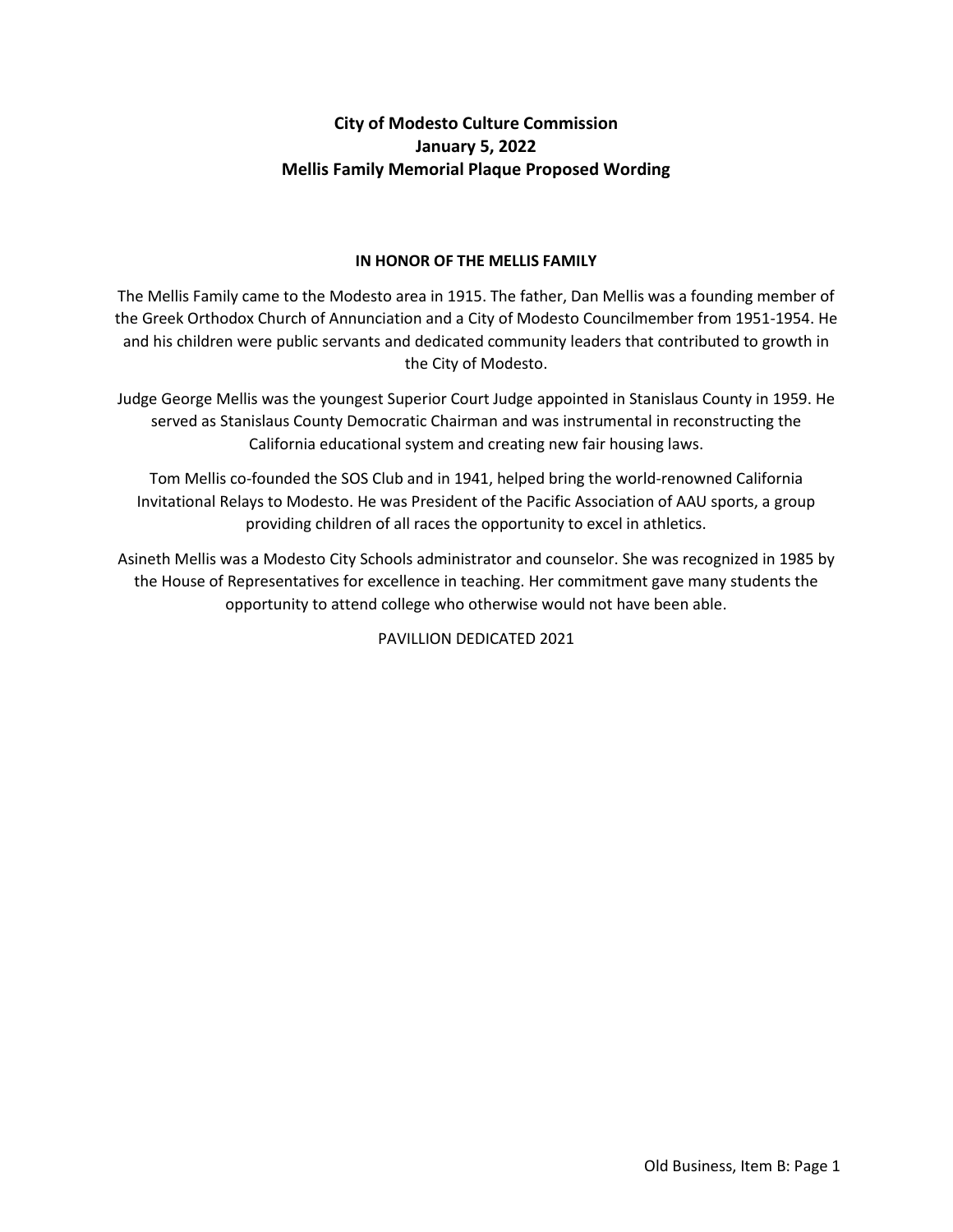**City of Modesto Culture Commission**
**January 5, 2022**
**Mellis Family Memorial Plaque Proposed Wording**

**IN HONOR OF THE MELLIS FAMILY**

The Mellis Family came to the Modesto area in 1915. The father, Dan Mellis was a founding member of the Greek Orthodox Church of Annunciation and a City of Modesto Councilmember from 1951-1954. He and his children were public servants and dedicated community leaders that contributed to growth in the City of Modesto.

Judge George Mellis was the youngest Superior Court Judge appointed in Stanislaus County in 1959. He served as Stanislaus County Democratic Chairman and was instrumental in reconstructing the California educational system and creating new fair housing laws.

Tom Mellis co-founded the SOS Club and in 1941, helped bring the world-renowned California Invitational Relays to Modesto. He was President of the Pacific Association of AAU sports, a group providing children of all races the opportunity to excel in athletics.

Asineth Mellis was a Modesto City Schools administrator and counselor. She was recognized in 1985 by the House of Representatives for excellence in teaching. Her commitment gave many students the opportunity to attend college who otherwise would not have been able.

PAVILLION DEDICATED 2021

Old Business, Item B: Page 1